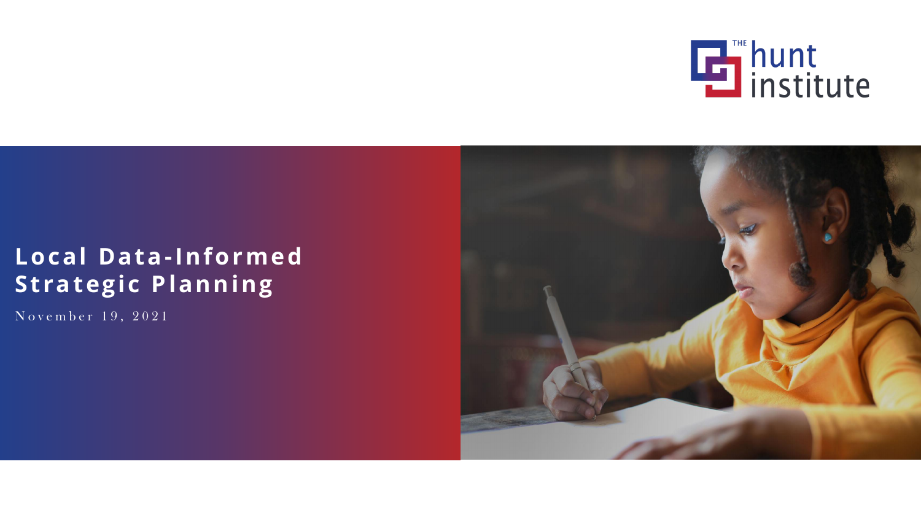THE hunt institute

# Local Data-Informed Strategic Planning

November 19, 2021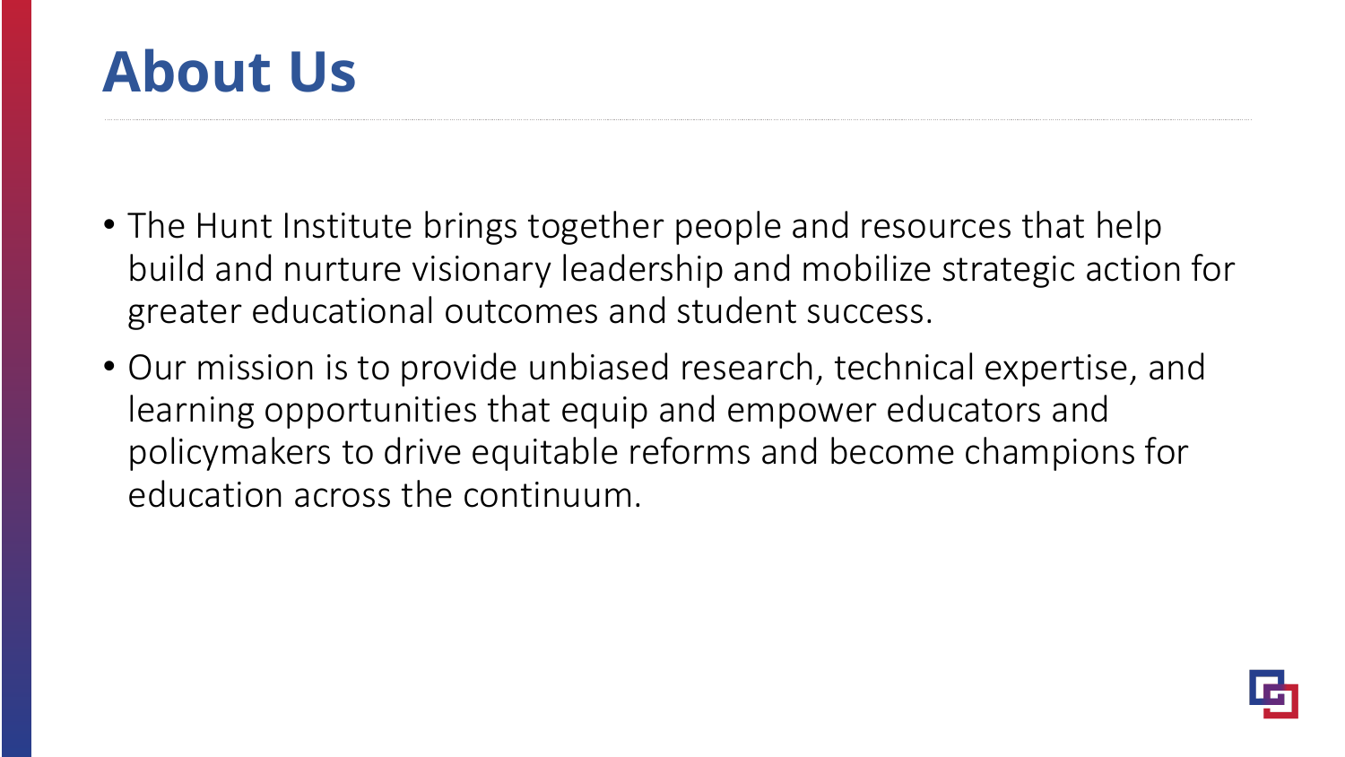# About Us

- The Hunt Institute brings together people and resources that help build and nurture visionary leadership and mobilize strategic action for greater educational outcomes and student success.
- Our mission is to provide unbiased research, technical expertise, and learning opportunities that equip and empower educators and policymakers to drive equitable reforms and become champions for education across the continuum.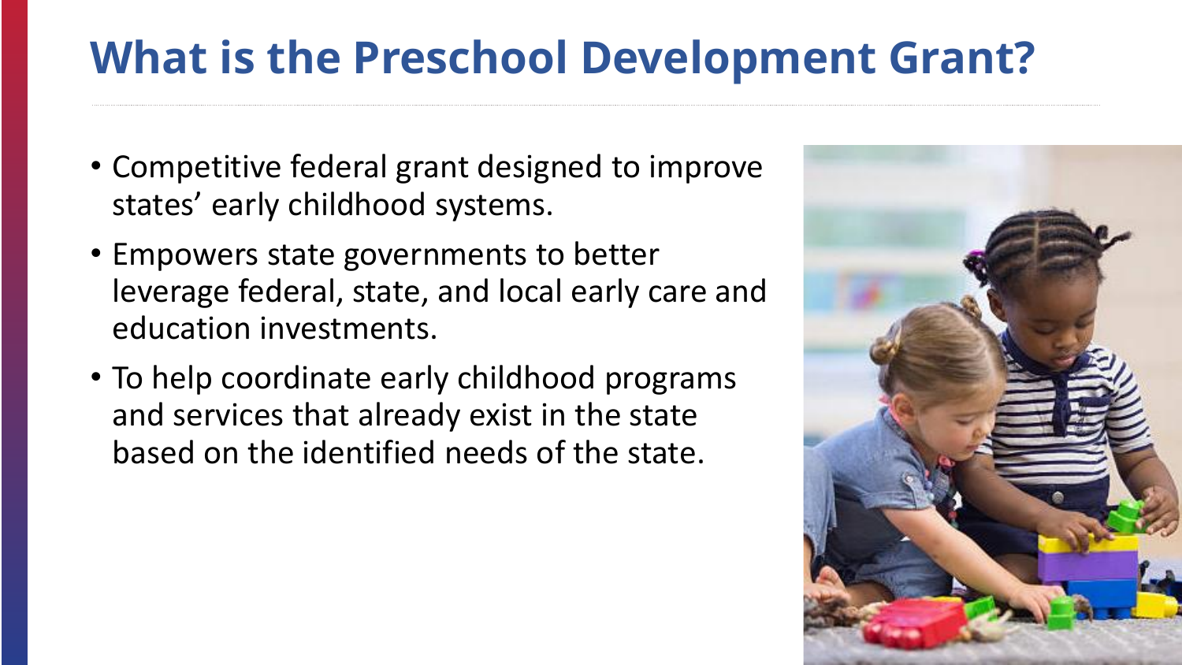# What is the Preschool Development Grant?

- Competitive federal grant designed to improve states' early childhood systems.
- Empowers state governments to better leverage federal, state, and local early care and education investments.
- To help coordinate early childhood programs and services that already exist in the state based on the identified needs of the state.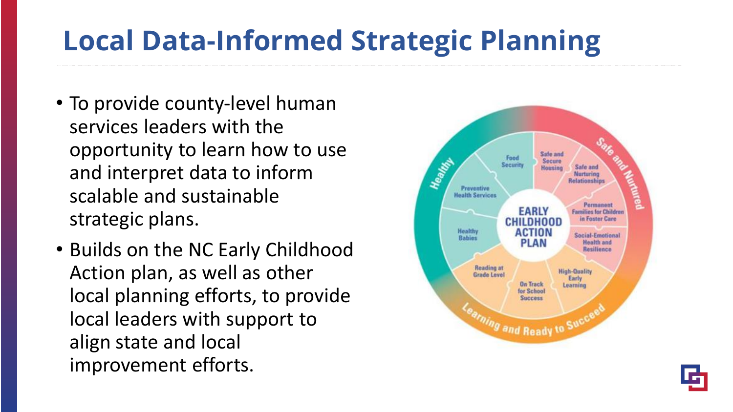# Local Data-Informed Strategic Planning

- To provide county-level human services leaders with the opportunity to learn how to use and interpret data to inform scalable and sustainable strategic plans.
- Builds on the NC Early Childhood Action plan, as well as other local planning efforts, to provide local leaders with support to align state and local improvement efforts.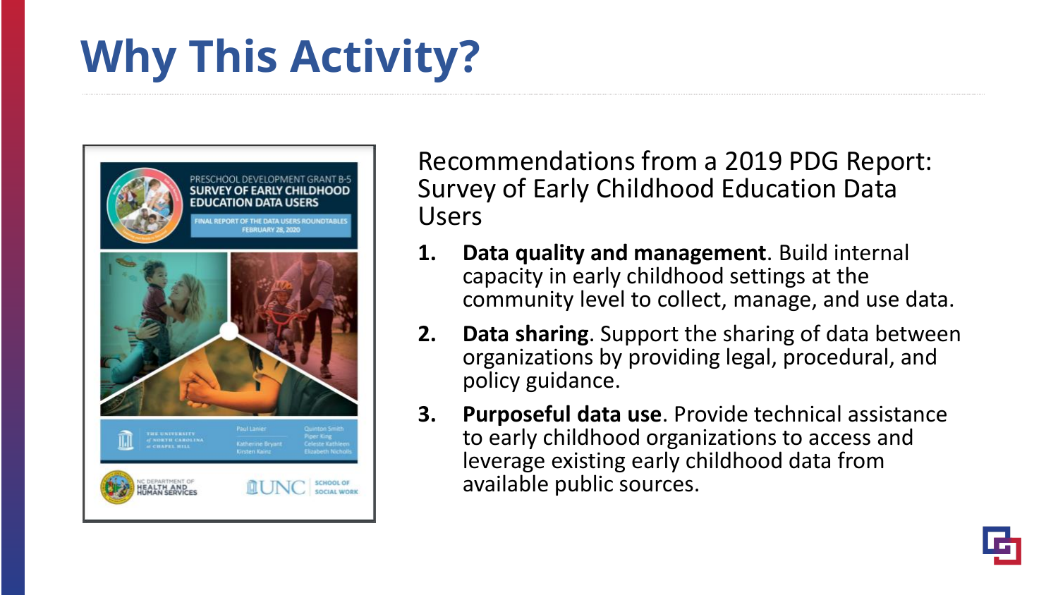# Why This Activity?

Recommendations from a 2019 PDG Report: Survey of Early Childhood Education Data Users

1. **Data quality and management**. Build internal capacity in early childhood settings at the community level to collect, manage, and use data.
2. **Data sharing**. Support the sharing of data between organizations by providing legal, procedural, and policy guidance.
3. **Purposeful data use**. Provide technical assistance to early childhood organizations to access and leverage existing early childhood data from available public sources.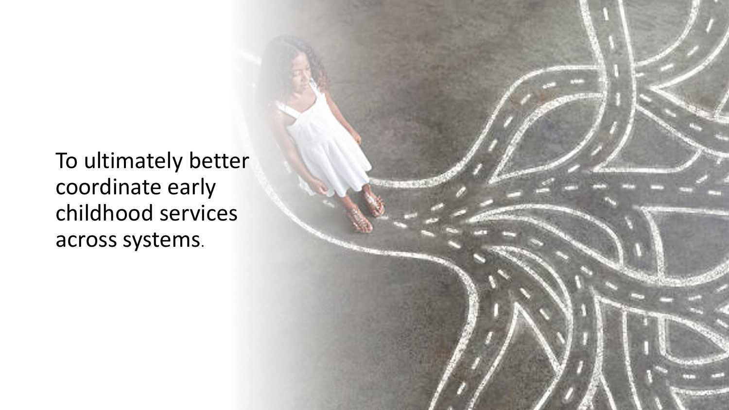To ultimately better coordinate early childhood services across systems.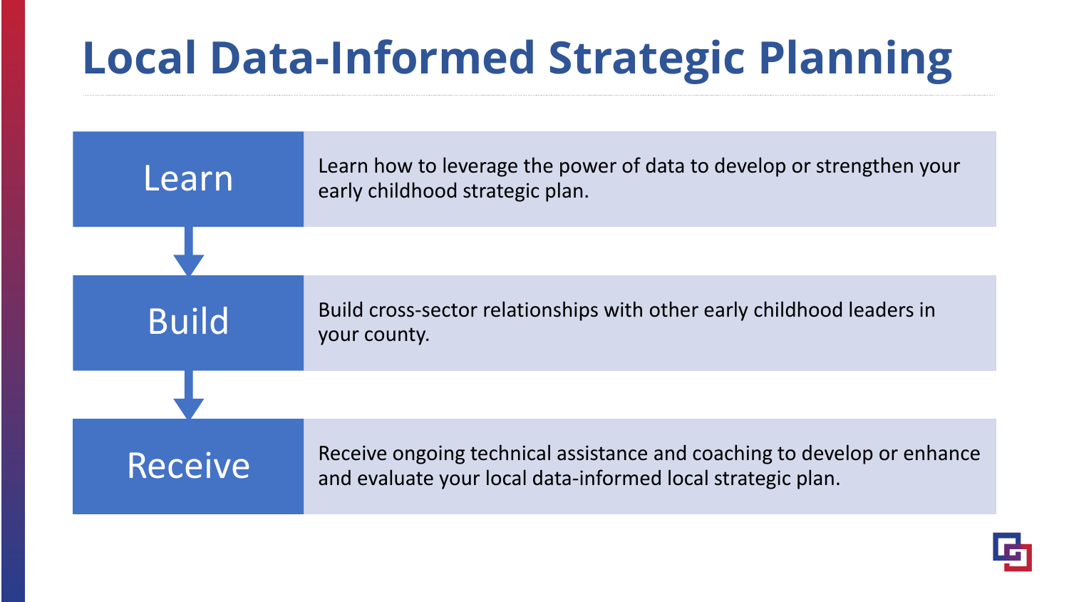# Local Data-Informed Strategic Planning

**Learn**

Learn how to leverage the power of data to develop or strengthen your early childhood strategic plan.

**Build**

Build cross-sector relationships with other early childhood leaders in your county.

**Receive**

Receive ongoing technical assistance and coaching to develop or enhance and evaluate your local data-informed local strategic plan.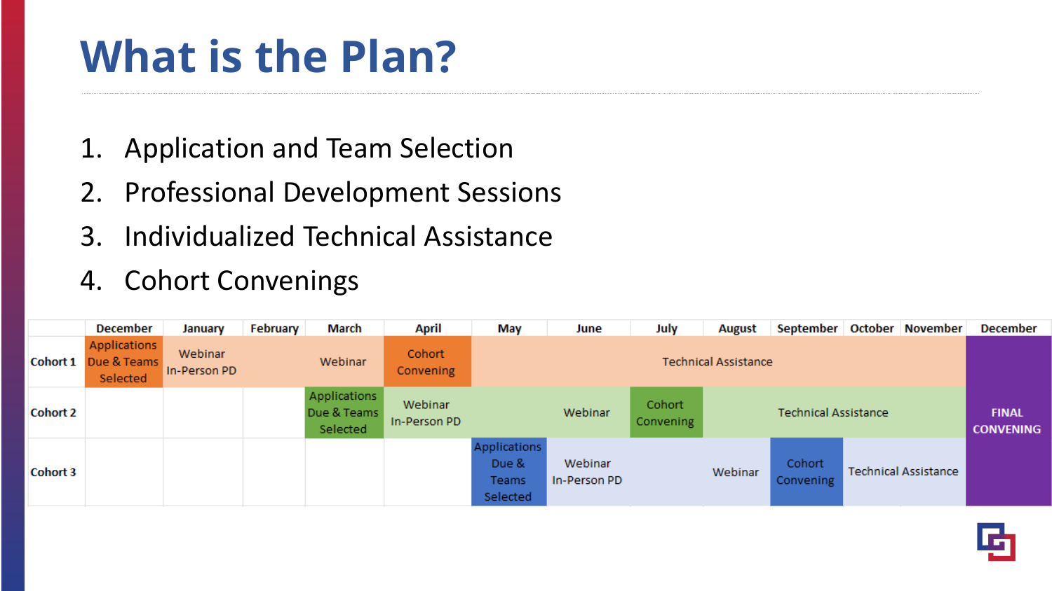# What is the Plan?

1. Application and Team Selection
2. Professional Development Sessions
3. Individualized Technical Assistance
4. Cohort Convenings

| | December | January | February | March | April | May | June | July | August | September | October | November | December |
|---|---|---|---|---|---|---|---|---|---|---|---|---|---|
| Cohort 1 | Applications Due & Teams Selected | Webinar In-Person PD | | Webinar | Cohort Convening | Technical Assistance | | | | | | | FINAL CONVENING |
| Cohort 2 | | | | Applications Due & Teams Selected | Webinar In-Person PD | | Webinar | Cohort Convening | Technical Assistance | | | | |
| Cohort 3 | | | | | | Applications Due & Teams Selected | Webinar In-Person PD | | Webinar | Cohort Convening | Technical Assistance | | |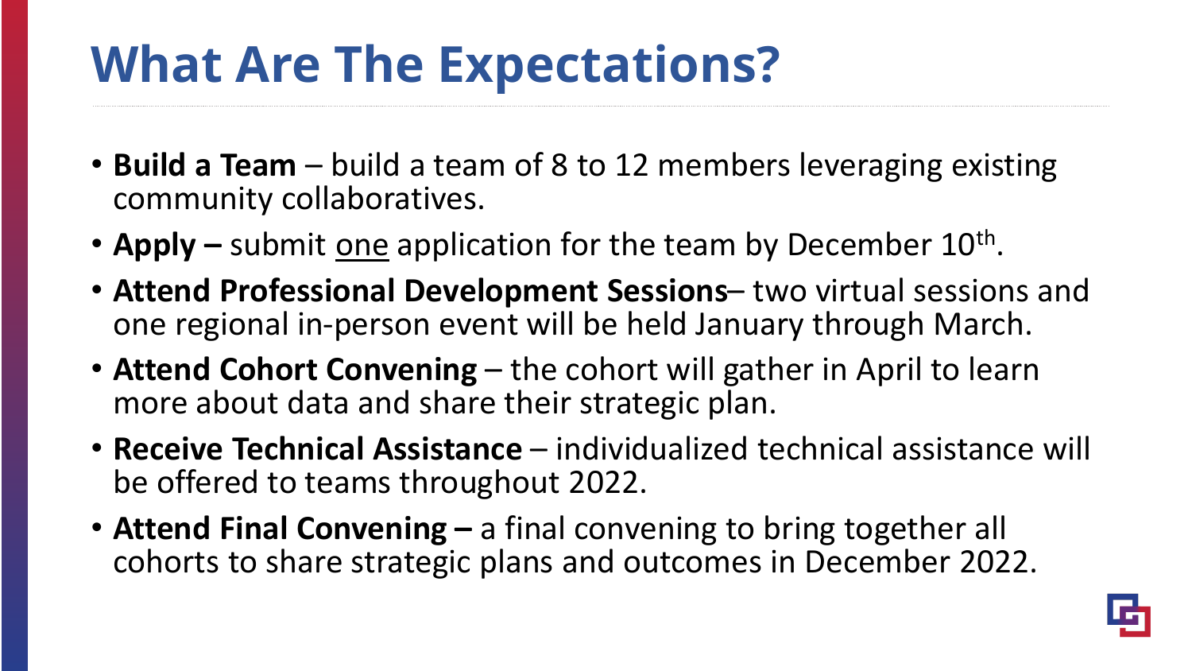# What Are The Expectations?

- **Build a Team** – build a team of 8 to 12 members leveraging existing community collaboratives.
- **Apply –** submit <u>one</u> application for the team by December 10th.
- **Attend Professional Development Sessions**– two virtual sessions and one regional in-person event will be held January through March.
- **Attend Cohort Convening** – the cohort will gather in April to learn more about data and share their strategic plan.
- **Receive Technical Assistance** – individualized technical assistance will be offered to teams throughout 2022.
- **Attend Final Convening –** a final convening to bring together all cohorts to share strategic plans and outcomes in December 2022.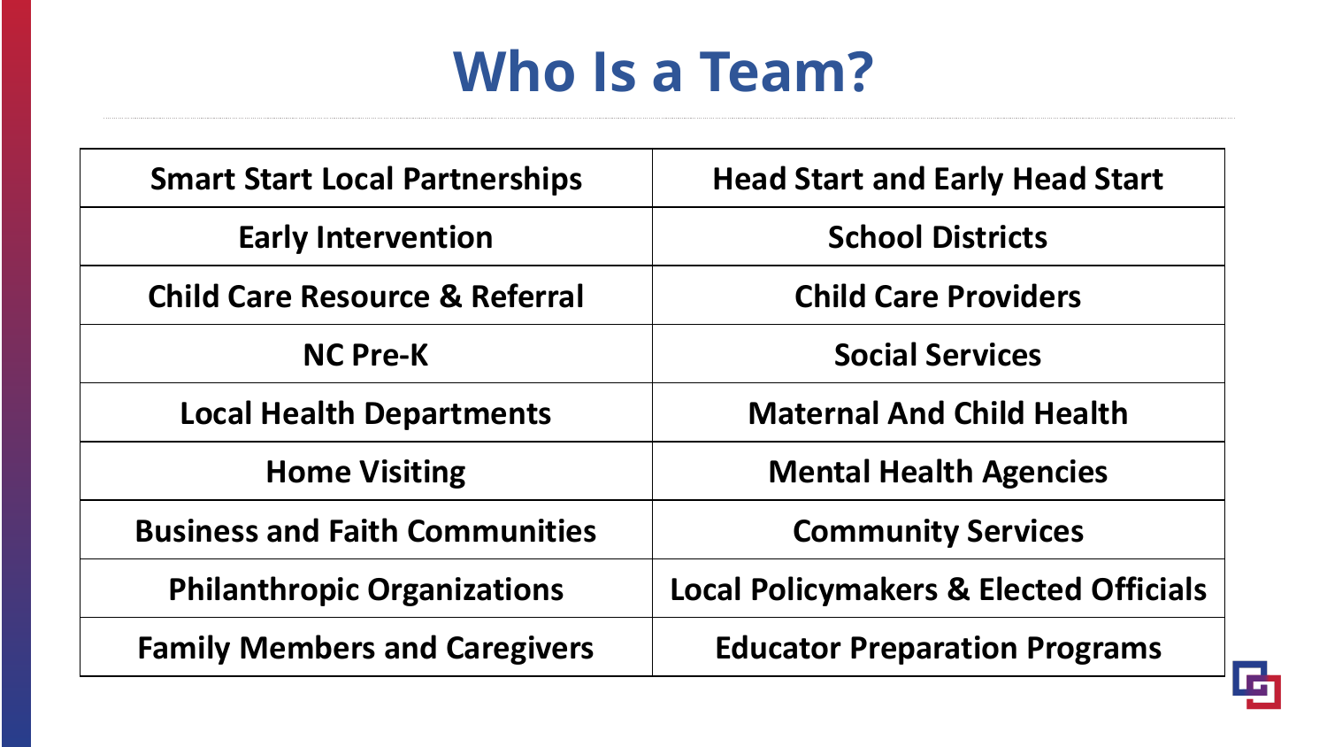# Who Is a Team?

| Smart Start Local Partnerships | Head Start and Early Head Start |
|---|---|
| Early Intervention | School Districts |
| Child Care Resource & Referral | Child Care Providers |
| NC Pre-K | Social Services |
| Local Health Departments | Maternal And Child Health |
| Home Visiting | Mental Health Agencies |
| Business and Faith Communities | Community Services |
| Philanthropic Organizations | Local Policymakers & Elected Officials |
| Family Members and Caregivers | Educator Preparation Programs |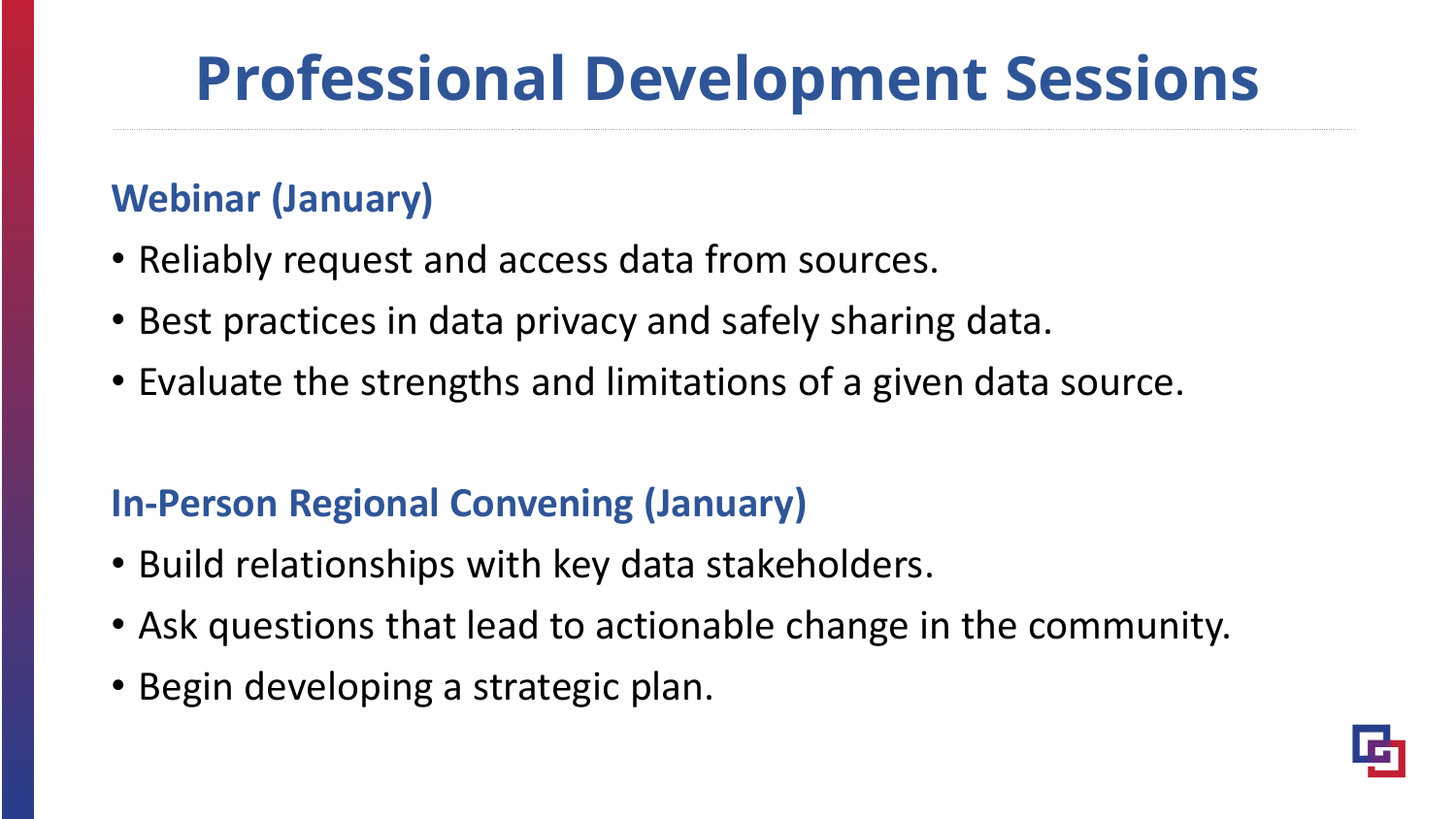# Professional Development Sessions

## Webinar (January)

- Reliably request and access data from sources.
- Best practices in data privacy and safely sharing data.
- Evaluate the strengths and limitations of a given data source.

## In-Person Regional Convening (January)

- Build relationships with key data stakeholders.
- Ask questions that lead to actionable change in the community.
- Begin developing a strategic plan.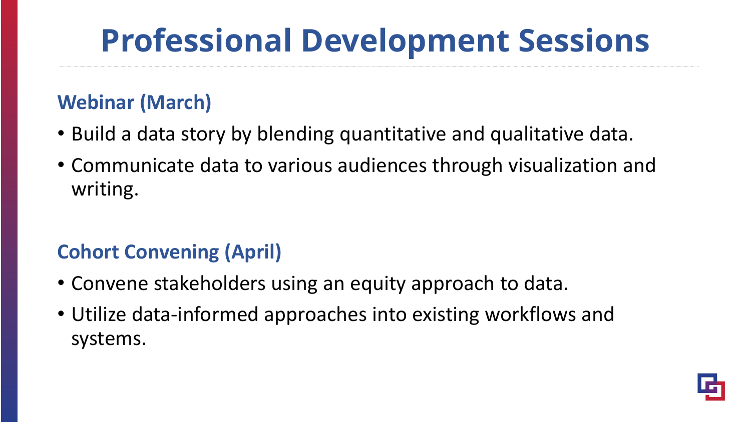# Professional Development Sessions

## Webinar (March)

- Build a data story by blending quantitative and qualitative data.
- Communicate data to various audiences through visualization and writing.

## Cohort Convening (April)

- Convene stakeholders using an equity approach to data.
- Utilize data-informed approaches into existing workflows and systems.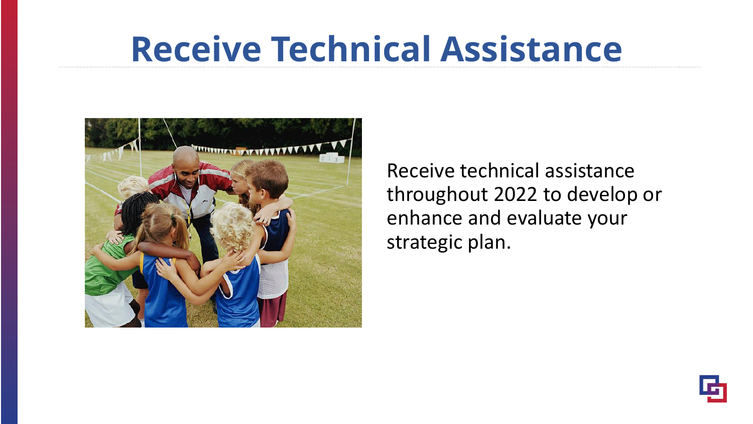# Receive Technical Assistance

Receive technical assistance throughout 2022 to develop or enhance and evaluate your strategic plan.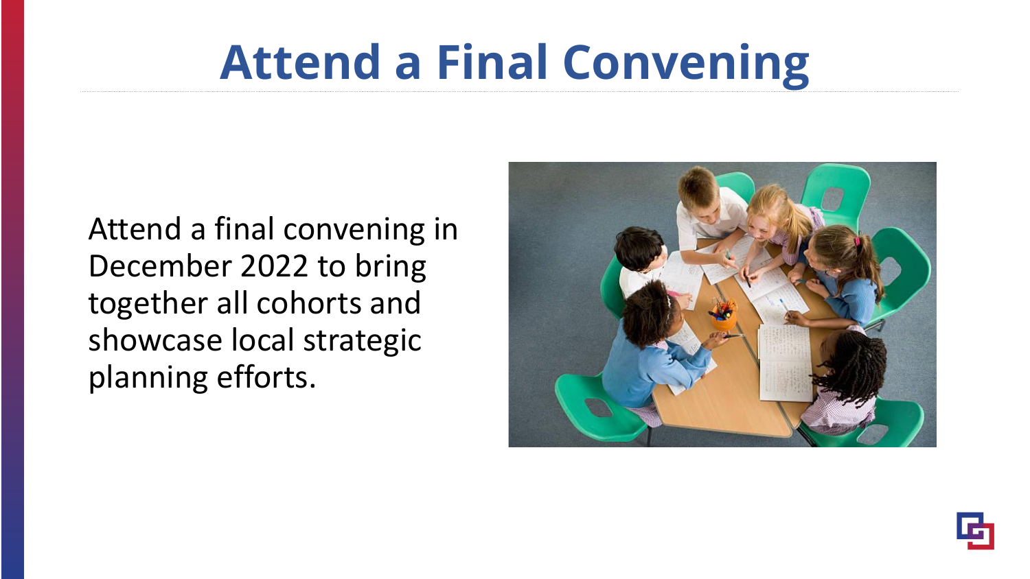# Attend a Final Convening

Attend a final convening in December 2022 to bring together all cohorts and showcase local strategic planning efforts.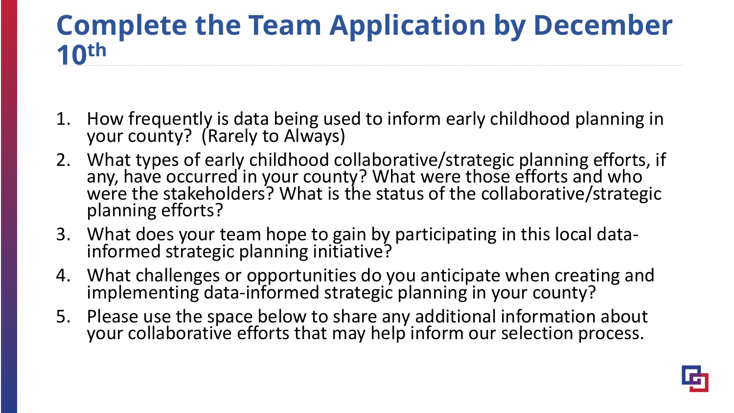# Complete the Team Application by December 10th

1. How frequently is data being used to inform early childhood planning in your county? (Rarely to Always)
2. What types of early childhood collaborative/strategic planning efforts, if any, have occurred in your county? What were those efforts and who were the stakeholders? What is the status of the collaborative/strategic planning efforts?
3. What does your team hope to gain by participating in this local data-informed strategic planning initiative?
4. What challenges or opportunities do you anticipate when creating and implementing data-informed strategic planning in your county?
5. Please use the space below to share any additional information about your collaborative efforts that may help inform our selection process.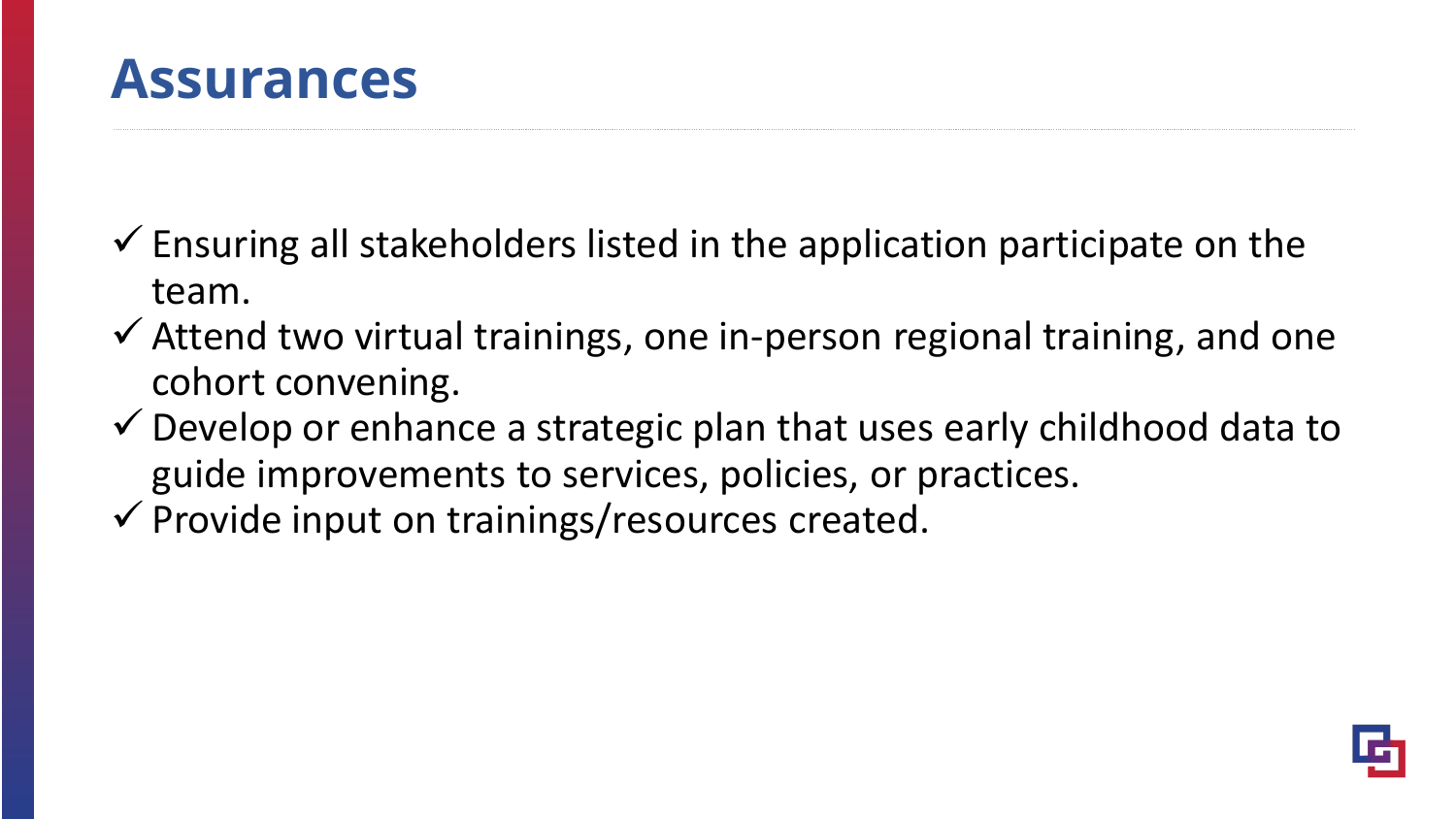# Assurances

- ✓ Ensuring all stakeholders listed in the application participate on the team.
- ✓ Attend two virtual trainings, one in-person regional training, and one cohort convening.
- ✓ Develop or enhance a strategic plan that uses early childhood data to guide improvements to services, policies, or practices.
- ✓ Provide input on trainings/resources created.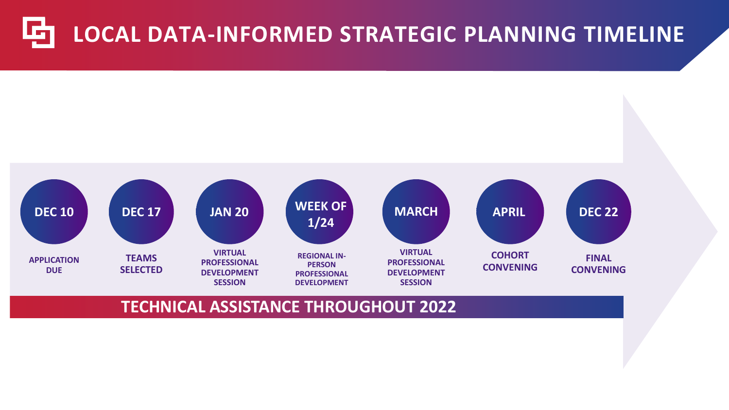# LOCAL DATA-INFORMED STRATEGIC PLANNING TIMELINE

| Date | Milestone |
| --- | --- |
| DEC 10 | APPLICATION DUE |
| DEC 17 | TEAMS SELECTED |
| JAN 20 | VIRTUAL PROFESSIONAL DEVELOPMENT SESSION |
| WEEK OF 1/24 | REGIONAL IN-PERSON PROFESSIONAL DEVELOPMENT |
| MARCH | VIRTUAL PROFESSIONAL DEVELOPMENT SESSION |
| APRIL | COHORT CONVENING |
| DEC 22 | FINAL CONVENING |

**TECHNICAL ASSISTANCE THROUGHOUT 2022**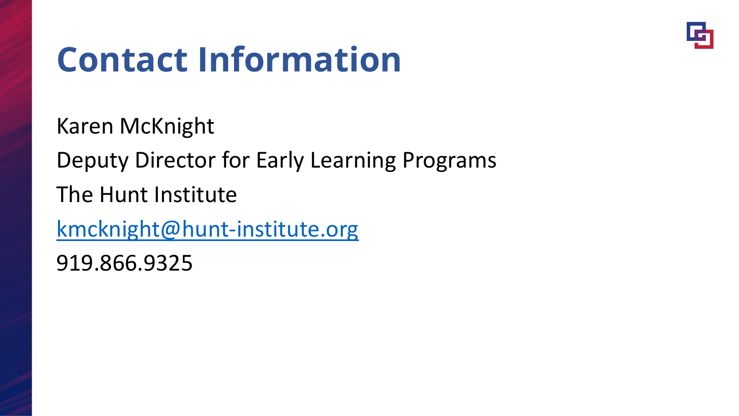# Contact Information

Karen McKnight

Deputy Director for Early Learning Programs

The Hunt Institute

kmcknight@hunt-institute.org

919.866.9325